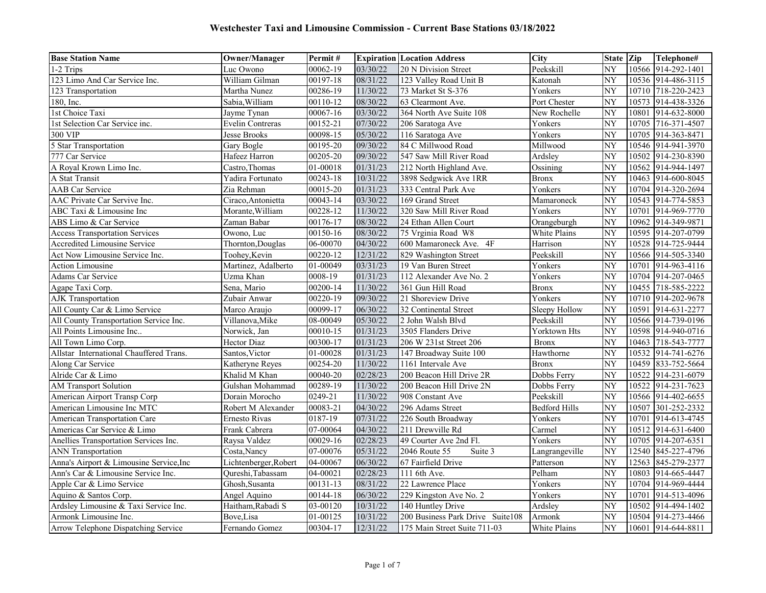# Westchester Taxi and Limousine Commission - Current Base Stations 03/18/2022

| Base Station Name | Owner/Manager | Permit # | Expiration | Location Address | City | State | Zip | Telephone# |
|---|---|---|---|---|---|---|---|---|
| 1-2 Trips | Luc Owono | 00062-19 | 03/30/22 | 20 N Division Street | Peekskill | NY | 10566 | 914-292-1401 |
| 123 Limo And Car Service Inc. | William Gilman | 00197-18 | 08/31/22 | 123 Valley Road Unit B | Katonah | NY | 10536 | 914-486-3115 |
| 123 Transportation | Martha Nunez | 00286-19 | 11/30/22 | 73 Market St S-376 | Yonkers | NY | 10710 | 718-220-2423 |
| 180, Inc. | Sabia,William | 00110-12 | 08/30/22 | 63 Clearmont Ave. | Port Chester | NY | 10573 | 914-438-3326 |
| 1st Choice Taxi | Jayme Tynan | 00067-16 | 03/30/22 | 364 North Ave Suite 108 | New Rochelle | NY | 10801 | 914-632-8000 |
| 1st Selection Car Service inc. | Evelin Contreras | 00152-21 | 07/30/22 | 206 Saratoga Ave | Yonkers | NY | 10705 | 716-371-4507 |
| 300 VIP | Jesse Brooks | 00098-15 | 05/30/22 | 116 Saratoga Ave | Yonkers | NY | 10705 | 914-363-8471 |
| 5 Star Transportation | Gary Bogle | 00195-20 | 09/30/22 | 84 C Millwood Road | Millwood | NY | 10546 | 914-941-3970 |
| 777 Car Service | Hafeez Harron | 00205-20 | 09/30/22 | 547 Saw Mill River Road | Ardsley | NY | 10502 | 914-230-8390 |
| A Royal Krown Limo Inc. | Castro,Thomas | 01-00018 | 01/31/23 | 212 North Highland Ave. | Ossining | NY | 10562 | 914-944-1497 |
| A Stat Transit | Yadira Fortunato | 00243-18 | 10/31/22 | 3898 Sedgwick Ave 1RR | Bronx | NY | 10463 | 914-600-8045 |
| AAB Car Service | Zia Rehman | 00015-20 | 01/31/23 | 333 Central Park Ave | Yonkers | NY | 10704 | 914-320-2694 |
| AAC Private Car Servive Inc. | Ciraco,Antonietta | 00043-14 | 03/30/22 | 169 Grand Street | Mamaroneck | NY | 10543 | 914-774-5853 |
| ABC Taxi & Limousine Inc | Morante,William | 00228-12 | 11/30/22 | 320 Saw Mill River Road | Yonkers | NY | 10701 | 914-969-7770 |
| ABS Limo & Car Service | Zaman Babar | 00176-17 | 08/30/22 | 24 Ethan Allen Court | Orangeburgh | NY | 10962 | 914-349-9871 |
| Access Transportation Services | Owono, Luc | 00150-16 | 08/30/22 | 75 Vrginia Road W8 | White Plains | NY | 10595 | 914-207-0799 |
| Accredited Limousine Service | Thornton,Douglas | 06-00070 | 04/30/22 | 600 Mamaroneck Ave. 4F | Harrison | NY | 10528 | 914-725-9444 |
| Act Now Limousine Service Inc. | Toohey,Kevin | 00220-12 | 12/31/22 | 829 Washington Street | Peekskill | NY | 10566 | 914-505-3340 |
| Action Limousine | Martinez, Adalberto | 01-00049 | 03/31/23 | 19 Van Buren Street | Yonkers | NY | 10701 | 914-963-4116 |
| Adams Car Service | Uzma Khan | 0008-19 | 01/31/23 | 112 Alexander Ave No. 2 | Yonkers | NY | 10704 | 914-207-0465 |
| Agape Taxi Corp. | Sena, Mario | 00200-14 | 11/30/22 | 361 Gun Hill Road | Bronx | NY | 10455 | 718-585-2222 |
| AJK Transportation | Zubair Anwar | 00220-19 | 09/30/22 | 21 Shoreview Drive | Yonkers | NY | 10710 | 914-202-9678 |
| All County Car & Limo Service | Marco Araujo | 00099-17 | 06/30/22 | 32 Continental Street | Sleepy Hollow | NY | 10591 | 914-631-2277 |
| All County Transportation Service Inc. | Villanova,Mike | 08-00049 | 05/30/22 | 2 John Walsh Blvd | Peekskill | NY | 10566 | 914-739-0196 |
| All Points Limousine Inc.. | Norwick, Jan | 00010-15 | 01/31/23 | 3505 Flanders Drive | Yorktown Hts | NY | 10598 | 914-940-0716 |
| All Town Limo Corp. | Hector Diaz | 00300-17 | 01/31/23 | 206 W 231st Street 206 | Bronx | NY | 10463 | 718-543-7777 |
| Allstar International Chauffered Trans. | Santos,Victor | 01-00028 | 01/31/23 | 147 Broadway Suite 100 | Hawthorne | NY | 10532 | 914-741-6276 |
| Along Car Service | Katheryne Reyes | 00254-20 | 11/30/22 | 1161 Intervale Ave | Bronx | NY | 10459 | 833-752-5664 |
| Alride Car & Limo | Khalid M Khan | 00040-20 | 02/28/23 | 200 Beacon Hill Drive 2R | Dobbs Ferry | NY | 10522 | 914-231-6079 |
| AM Transport Solution | Gulshan Mohammad | 00289-19 | 11/30/22 | 200 Beacon Hill Drive 2N | Dobbs Ferry | NY | 10522 | 914-231-7623 |
| American Airport Transp Corp | Dorain Morocho | 0249-21 | 11/30/22 | 908 Constant Ave | Peekskill | NY | 10566 | 914-402-6655 |
| American Limousine Inc MTC | Robert M Alexander | 00083-21 | 04/30/22 | 296 Adams Street | Bedford Hills | NY | 10507 | 301-252-2332 |
| American Transportation Care | Ernesto Rivas | 0187-19 | 07/31/22 | 226 South Broadway | Yonkers | NY | 10701 | 914-613-4745 |
| Americas Car Service & Limo | Frank Cabrera | 07-00064 | 04/30/22 | 211 Drewville Rd | Carmel | NY | 10512 | 914-631-6400 |
| Anellies Transportation Services Inc. | Raysa Valdez | 00029-16 | 02/28/23 | 49 Courter Ave 2nd Fl. | Yonkers | NY | 10705 | 914-207-6351 |
| ANN Transportation | Costa,Nancy | 07-00076 | 05/31/22 | 2046 Route 55 Suite 3 | Langrangeville | NY | 12540 | 845-227-4796 |
| Anna's Airport & Limousine Service,Inc | Lichtenberger,Robert | 04-00067 | 06/30/22 | 67 Fairfield Drive | Patterson | NY | 12563 | 845-279-2377 |
| Ann's Car & Limousine Service Inc. | Qureshi,Tabassam | 04-00021 | 02/28/23 | 111 6th Ave. | Pelham | NY | 10803 | 914-665-4447 |
| Apple Car & Limo Service | Ghosh,Susanta | 00131-13 | 08/31/22 | 22 Lawrence Place | Yonkers | NY | 10704 | 914-969-4444 |
| Aquino & Santos Corp. | Angel Aquino | 00144-18 | 06/30/22 | 229 Kingston Ave No. 2 | Yonkers | NY | 10701 | 914-513-4096 |
| Ardsley Limousine & Taxi Service Inc. | Haitham,Rabadi S | 03-00120 | 10/31/22 | 140 Huntley Drive | Ardsley | NY | 10502 | 914-494-1402 |
| Armonk Limousine Inc. | Bove,Lisa | 01-00125 | 10/31/22 | 200 Business Park Drive Suite108 | Armonk | NY | 10504 | 914-273-4466 |
| Arrow Telephone Dispatching Service | Fernando Gomez | 00304-17 | 12/31/22 | 175 Main Street Suite 711-03 | White Plains | NY | 10601 | 914-644-8811 |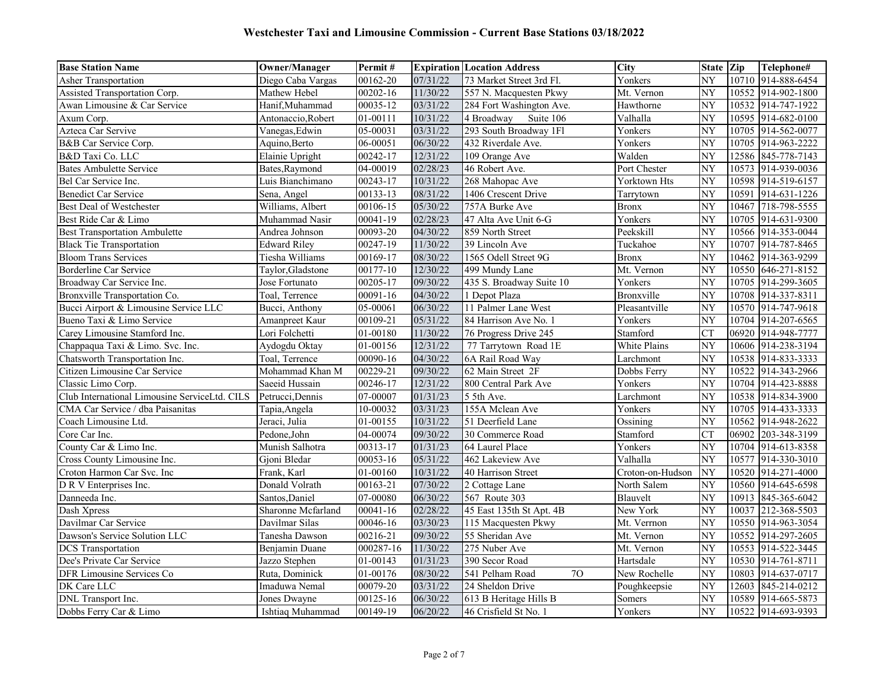# Westchester Taxi and Limousine Commission - Current Base Stations 03/18/2022

| Base Station Name | Owner/Manager | Permit # | Expiration | Location Address | City | State | Zip | Telephone# |
|---|---|---|---|---|---|---|---|---|
| Asher Transportation | Diego Caba Vargas | 00162-20 | 07/31/22 | 73 Market Street 3rd Fl. | Yonkers | NY | 10710 | 914-888-6454 |
| Assisted Transportation Corp. | Mathew Hebel | 00202-16 | 11/30/22 | 557 N. Macquesten Pkwy | Mt. Vernon | NY | 10552 | 914-902-1800 |
| Awan Limousine & Car Service | Hanif,Muhammad | 00035-12 | 03/31/22 | 284 Fort Washington Ave. | Hawthorne | NY | 10532 | 914-747-1922 |
| Axum Corp. | Antonaccio,Robert | 01-00111 | 10/31/22 | 4 Broadway Suite 106 | Valhalla | NY | 10595 | 914-682-0100 |
| Azteca Car Servive | Vanegas,Edwin | 05-00031 | 03/31/22 | 293 South Broadway 1Fl | Yonkers | NY | 10705 | 914-562-0077 |
| B&B Car Service Corp. | Aquino,Berto | 06-00051 | 06/30/22 | 432 Riverdale Ave. | Yonkers | NY | 10705 | 914-963-2222 |
| B&D Taxi Co. LLC | Elainie Upright | 00242-17 | 12/31/22 | 109 Orange Ave | Walden | NY | 12586 | 845-778-7143 |
| Bates Ambulette Service | Bates,Raymond | 04-00019 | 02/28/23 | 46 Robert Ave. | Port Chester | NY | 10573 | 914-939-0036 |
| Bel Car Service Inc. | Luis Bianchimano | 00243-17 | 10/31/22 | 268 Mahopac Ave | Yorktown Hts | NY | 10598 | 914-519-6157 |
| Benedict Car Service | Sena, Angel | 00133-13 | 08/31/22 | 1406 Crescent Drive | Tarrytown | NY | 10591 | 914-631-1226 |
| Best Deal of Westchester | Williams, Albert | 00106-15 | 05/30/22 | 757A Burke Ave | Bronx | NY | 10467 | 718-798-5555 |
| Best Ride Car & Limo | Muhammad Nasir | 00041-19 | 02/28/23 | 47 Alta Ave Unit 6-G | Yonkers | NY | 10705 | 914-631-9300 |
| Best Transportation Ambulette | Andrea Johnson | 00093-20 | 04/30/22 | 859 North Street | Peekskill | NY | 10566 | 914-353-0044 |
| Black Tie Transportation | Edward Riley | 00247-19 | 11/30/22 | 39 Lincoln Ave | Tuckahoe | NY | 10707 | 914-787-8465 |
| Bloom Trans Services | Tiesha Williams | 00169-17 | 08/30/22 | 1565 Odell Street 9G | Bronx | NY | 10462 | 914-363-9299 |
| Borderline Car Service | Taylor,Gladstone | 00177-10 | 12/30/22 | 499 Mundy Lane | Mt. Vernon | NY | 10550 | 646-271-8152 |
| Broadway Car Service Inc. | Jose Fortunato | 00205-17 | 09/30/22 | 435 S. Broadway Suite 10 | Yonkers | NY | 10705 | 914-299-3605 |
| Bronxville Transportation Co. | Toal, Terrence | 00091-16 | 04/30/22 | 1 Depot Plaza | Bronxville | NY | 10708 | 914-337-8311 |
| Bucci Airport & Limousine Service LLC | Bucci, Anthony | 05-00061 | 06/30/22 | 11 Palmer Lane West | Pleasantville | NY | 10570 | 914-747-9618 |
| Bueno Taxi & Limo Service | Amanpreet Kaur | 00109-21 | 05/31/22 | 84 Harrison Ave No. 1 | Yonkers | NY | 10704 | 914-207-6565 |
| Carey Limousine Stamford Inc. | Lori Folchetti | 01-00180 | 11/30/22 | 76 Progress Drive 245 | Stamford | CT | 06920 | 914-948-7777 |
| Chappaqua Taxi & Limo. Svc. Inc. | Aydogdu Oktay | 01-00156 | 12/31/22 | 77 Tarrytown Road 1E | White Plains | NY | 10606 | 914-238-3194 |
| Chatsworth Transportation Inc. | Toal, Terrence | 00090-16 | 04/30/22 | 6A Rail Road Way | Larchmont | NY | 10538 | 914-833-3333 |
| Citizen Limousine Car Service | Mohammad Khan M | 00229-21 | 09/30/22 | 62 Main Street 2F | Dobbs Ferry | NY | 10522 | 914-343-2966 |
| Classic Limo Corp. | Saeeid Hussain | 00246-17 | 12/31/22 | 800 Central Park Ave | Yonkers | NY | 10704 | 914-423-8888 |
| Club International Limousine ServiceLtd. CILS | Petrucci,Dennis | 07-00007 | 01/31/23 | 5 5th Ave. | Larchmont | NY | 10538 | 914-834-3900 |
| CMA Car Service / dba Paisanitas | Tapia,Angela | 10-00032 | 03/31/23 | 155A Mclean Ave | Yonkers | NY | 10705 | 914-433-3333 |
| Coach Limousine Ltd. | Jeraci, Julia | 01-00155 | 10/31/22 | 51 Deerfield Lane | Ossining | NY | 10562 | 914-948-2622 |
| Core Car Inc. | Pedone,John | 04-00074 | 09/30/22 | 30 Commerce Road | Stamford | CT | 06902 | 203-348-3199 |
| County Car & Limo Inc. | Munish Salhotra | 00313-17 | 01/31/23 | 64 Laurel Place | Yonkers | NY | 10704 | 914-613-8358 |
| Cross County Limousine Inc. | Gjoni Bledar | 00053-16 | 05/31/22 | 462 Lakeview Ave | Valhalla | NY | 10577 | 914-330-3010 |
| Croton Harmon Car Svc. Inc | Frank, Karl | 01-00160 | 10/31/22 | 40 Harrison Street | Croton-on-Hudson | NY | 10520 | 914-271-4000 |
| D R V Enterprises Inc. | Donald Volrath | 00163-21 | 07/30/22 | 2 Cottage Lane | North Salem | NY | 10560 | 914-645-6598 |
| Danneeda Inc. | Santos,Daniel | 07-00080 | 06/30/22 | 567 Route 303 | Blauvelt | NY | 10913 | 845-365-6042 |
| Dash Xpress | Sharonne Mcfarland | 00041-16 | 02/28/22 | 45 East 135th St Apt. 4B | New York | NY | 10037 | 212-368-5503 |
| Davilmar Car Service | Davilmar Silas | 00046-16 | 03/30/23 | 115 Macquesten Pkwy | Mt. Verrnon | NY | 10550 | 914-963-3054 |
| Dawson's Service Solution LLC | Tanesha Dawson | 00216-21 | 09/30/22 | 55 Sheridan Ave | Mt. Vernon | NY | 10552 | 914-297-2605 |
| DCS Transportation | Benjamin Duane | 000287-16 | 11/30/22 | 275 Nuber Ave | Mt. Vernon | NY | 10553 | 914-522-3445 |
| Dee's Private Car Service | Jazzo Stephen | 01-00143 | 01/31/23 | 390 Secor Road | Hartsdale | NY | 10530 | 914-761-8711 |
| DFR Limousine Services Co | Ruta, Dominick | 01-00176 | 08/30/22 | 541 Pelham Road 7O | New Rochelle | NY | 10803 | 914-637-0717 |
| DK Care LLC | Imaduwa Nemal | 00079-20 | 03/31/22 | 24 Sheldon Drive | Poughkeepsie | NY | 12603 | 845-214-0212 |
| DNL Transport Inc. | Jones Dwayne | 00125-16 | 06/30/22 | 613 B Heritage Hills B | Somers | NY | 10589 | 914-665-5873 |
| Dobbs Ferry Car & Limo | Ishtiaq Muhammad | 00149-19 | 06/20/22 | 46 Crisfield St No. 1 | Yonkers | NY | 10522 | 914-693-9393 |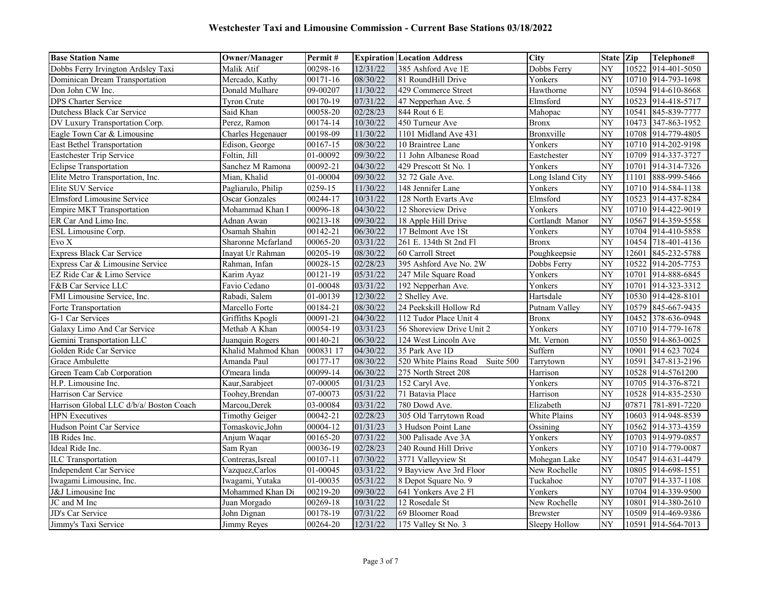## Westchester Taxi and Limousine Commission - Current Base Stations 03/18/2022

| Base Station Name | Owner/Manager | Permit # | Expiration | Location Address | City | State | Zip | Telephone# |
|---|---|---|---|---|---|---|---|---|
| Dobbs Ferry Irvington Ardsley Taxi | Malik Atif | 00298-16 | 12/31/22 | 385 Ashford Ave 1E | Dobbs Ferry | NY | 10522 | 914-401-5050 |
| Dominican Dream Transportation | Mercado, Kathy | 00171-16 | 08/30/22 | 81 RoundHill Drive | Yonkers | NY | 10710 | 914-793-1698 |
| Don John CW Inc. | Donald Mulhare | 09-00207 | 11/30/22 | 429 Commerce Street | Hawthorne | NY | 10594 | 914-610-8668 |
| DPS Charter Service | Tyron Crute | 00170-19 | 07/31/22 | 47 Nepperhan Ave. 5 | Elmsford | NY | 10523 | 914-418-5717 |
| Dutchess Black Car Service | Said Khan | 00058-20 | 02/28/23 | 844 Rout 6 E | Mahopac | NY | 10541 | 845-839-7777 |
| DV Luxury Transportation Corp. | Perez, Ramon | 00174-14 | 10/30/22 | 450 Turneur Ave | Bronx | NY | 10473 | 347-863-1952 |
| Eagle Town Car & Limousine | Charles Hegenauer | 00198-09 | 11/30/22 | 1101 Midland Ave 431 | Bronxville | NY | 10708 | 914-779-4805 |
| East Bethel Transportation | Edison, George | 00167-15 | 08/30/22 | 10 Braintree Lane | Yonkers | NY | 10710 | 914-202-9198 |
| Eastchester Trip Service | Foltin, Jill | 01-00092 | 09/30/22 | 11 John Albanese Road | Eastchester | NY | 10709 | 914-337-3727 |
| Eclipse Transportation | Sanchez M Ramona | 00092-21 | 04/30/22 | 429 Prescott St No. 1 | Yonkers | NY | 10701 | 914-314-7326 |
| Elite Metro Transportation, Inc. | Mian, Khalid | 01-00004 | 09/30/22 | 32 72 Gale Ave. | Long Island City | NY | 11101 | 888-999-5466 |
| Elite SUV Service | Pagliarulo, Philip | 0259-15 | 11/30/22 | 148 Jennifer Lane | Yonkers | NY | 10710 | 914-584-1138 |
| Elmsford Limousine Service | Oscar Gonzales | 00244-17 | 10/31/22 | 128 North Evarts Ave | Elmsford | NY | 10523 | 914-437-8284 |
| Empire MKT Transportation | Mohammad Khan I | 00096-18 | 04/30/22 | 12 Shoreview Drive | Yonkers | NY | 10710 | 914-422-9019 |
| ER Car And Limo Inc. | Adnan Awan | 00213-18 | 09/30/22 | 18 Apple Hill Drive | Cortlandt Manor | NY | 10567 | 914-359-5558 |
| ESL Limousine Corp. | Osamah Shahin | 00142-21 | 06/30/22 | 17 Belmont Ave 1St | Yonkers | NY | 10704 | 914-410-5858 |
| Evo X | Sharonne Mcfarland | 00065-20 | 03/31/22 | 261 E. 134th St 2nd Fl | Bronx | NY | 10454 | 718-401-4136 |
| Express Black Car Service | Inayat Ur Rahman | 00205-19 | 08/30/22 | 60 Carroll Street | Poughkeepsie | NY | 12601 | 845-232-5788 |
| Express Car & Limousine Service | Rahman, Infan | 00028-15 | 02/28/23 | 395 Ashford Ave No. 2W | Dobbs Ferry | NY | 10522 | 914-205-7753 |
| EZ Ride Car & Limo Service | Karim Ayaz | 00121-19 | 05/31/22 | 247 Mile Square Road | Yonkers | NY | 10701 | 914-888-6845 |
| F&B Car Service LLC | Favio Cedano | 01-00048 | 03/31/22 | 192 Nepperhan Ave. | Yonkers | NY | 10701 | 914-323-3312 |
| FMI Limousine Service, Inc. | Rabadi, Salem | 01-00139 | 12/30/22 | 2 Shelley Ave. | Hartsdale | NY | 10530 | 914-428-8101 |
| Forte Transportation | Marcello Forte | 00184-21 | 08/30/22 | 24 Peekskill Hollow Rd | Putnam Valley | NY | 10579 | 845-667-9435 |
| G-1 Car Services | Griffiths Kpogli | 00091-21 | 04/30/22 | 112 Tudor Place Unit 4 | Bronx | NY | 10452 | 378-636-0948 |
| Galaxy Limo And Car Service | Methab A Khan | 00054-19 | 03/31/23 | 56 Shoreview Drive Unit 2 | Yonkers | NY | 10710 | 914-779-1678 |
| Gemini Transportation LLC | Juanquin Rogers | 00140-21 | 06/30/22 | 124 West Lincoln Ave | Mt. Vernon | NY | 10550 | 914-863-0025 |
| Golden Ride Car Service | Khalid Mahmod Khan | 000831 17 | 04/30/22 | 35 Park Ave 1D | Suffern | NY | 10901 | 914 623 7024 |
| Grace Ambulette | Amanda Paul | 00177-17 | 08/30/22 | 520 White Plains Road Suite 500 | Tarrytown | NY | 10591 | 347-813-2196 |
| Green Team Cab Corporation | O'meara linda | 00099-14 | 06/30/22 | 275 North Street 208 | Harrison | NY | 10528 | 914-5761200 |
| H.P. Limousine Inc. | Kaur,Sarabjeet | 07-00005 | 01/31/23 | 152 Caryl Ave. | Yonkers | NY | 10705 | 914-376-8721 |
| Harrison Car Service | Toohey,Brendan | 07-00073 | 05/31/22 | 71 Batavia Place | Harrison | NY | 10528 | 914-835-2530 |
| Harrison Global LLC d/b/a/ Boston Coach | Marcou,Derek | 03-00084 | 03/31/22 | 780 Dowd Ave. | Elizabeth | NJ | 07871 | 781-891-7220 |
| HPN Executives | Timothy Geiger | 00042-21 | 02/28/23 | 305 Old Tarrytown Road | White Plains | NY | 10603 | 914-948-8539 |
| Hudson Point Car Service | Tomaskovic,John | 00004-12 | 01/31/23 | 3 Hudson Point Lane | Ossining | NY | 10562 | 914-373-4359 |
| IB Rides Inc. | Anjum Waqar | 00165-20 | 07/31/22 | 300 Palisade Ave 3A | Yonkers | NY | 10703 | 914-979-0857 |
| Ideal Ride Inc. | Sam Ryan | 00036-19 | 02/28/23 | 240 Round Hill Drive | Yonkers | NY | 10710 | 914-779-0087 |
| ILC Transportation | Contreras,Isreal | 00107-11 | 07/30/22 | 3771 Valleyview St | Mohegan Lake | NY | 10547 | 914-631-4479 |
| Independent Car Service | Vazquez,Carlos | 01-00045 | 03/31/22 | 9 Bayview Ave 3rd Floor | New Rochelle | NY | 10805 | 914-698-1551 |
| Iwagami Limousine, Inc. | Iwagami, Yutaka | 01-00035 | 05/31/22 | 8 Depot Square No. 9 | Tuckahoe | NY | 10707 | 914-337-1108 |
| J&J Limousine Inc | Mohammed Khan Di | 00219-20 | 09/30/22 | 641 Yonkers Ave 2 Fl | Yonkers | NY | 10704 | 914-339-9500 |
| JC and M Inc | Juan Morgado | 00269-18 | 10/31/22 | 12 Rosedale St | New Rochelle | NY | 10801 | 914-380-2610 |
| JD's Car Service | John Dignan | 00178-19 | 07/31/22 | 69 Bloomer Road | Brewster | NY | 10509 | 914-469-9386 |
| Jimmy's Taxi Service | Jimmy Reyes | 00264-20 | 12/31/22 | 175 Valley St No. 3 | Sleepy Hollow | NY | 10591 | 914-564-7013 |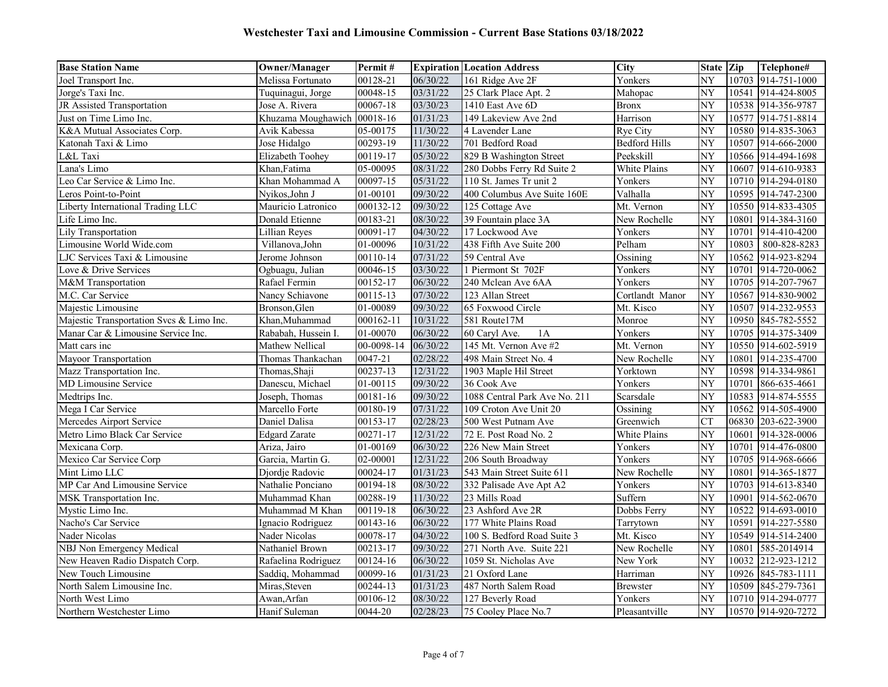## Westchester Taxi and Limousine Commission - Current Base Stations 03/18/2022

| Base Station Name | Owner/Manager | Permit # | Expiration | Location Address | City | State | Zip | Telephone# |
|---|---|---|---|---|---|---|---|---|
| Joel Transport Inc. | Melissa Fortunato | 00128-21 | 06/30/22 | 161 Ridge Ave 2F | Yonkers | NY | 10703 | 914-751-1000 |
| Jorge's Taxi Inc. | Tuquinagui, Jorge | 00048-15 | 03/31/22 | 25 Clark Place Apt. 2 | Mahopac | NY | 10541 | 914-424-8005 |
| JR Assisted Transportation | Jose A. Rivera | 00067-18 | 03/30/23 | 1410 East Ave 6D | Bronx | NY | 10538 | 914-356-9787 |
| Just on Time Limo Inc. | Khuzama Moughawich | 00018-16 | 01/31/23 | 149 Lakeview Ave 2nd | Harrison | NY | 10577 | 914-751-8814 |
| K&A Mutual Associates Corp. | Avik Kabessa | 05-00175 | 11/30/22 | 4 Lavender Lane | Rye City | NY | 10580 | 914-835-3063 |
| Katonah Taxi & Limo | Jose Hidalgo | 00293-19 | 11/30/22 | 701 Bedford Road | Bedford Hills | NY | 10507 | 914-666-2000 |
| L&L Taxi | Elizabeth Toohey | 00119-17 | 05/30/22 | 829 B Washington Street | Peekskill | NY | 10566 | 914-494-1698 |
| Lana's Limo | Khan,Fatima | 05-00095 | 08/31/22 | 280 Dobbs Ferry Rd Suite 2 | White Plains | NY | 10607 | 914-610-9383 |
| Leo Car Service & Limo Inc. | Khan Mohammad A | 00097-15 | 05/31/22 | 110 St. James Tr unit 2 | Yonkers | NY | 10710 | 914-294-0180 |
| Leros Point-to-Point | Nyikos,John J | 01-00101 | 09/30/22 | 400 Columbus Ave Suite 160E | Valhalla | NY | 10595 | 914-747-2300 |
| Liberty International Trading LLC | Mauricio Latronico | 000132-12 | 09/30/22 | 125 Cottage Ave | Mt. Vernon | NY | 10550 | 914-833-4305 |
| Life Limo Inc. | Donald Etienne | 00183-21 | 08/30/22 | 39 Fountain place 3A | New Rochelle | NY | 10801 | 914-384-3160 |
| Lily Transportation | Lillian Reyes | 00091-17 | 04/30/22 | 17 Lockwood Ave | Yonkers | NY | 10701 | 914-410-4200 |
| Limousine World Wide.com | Villanova,John | 01-00096 | 10/31/22 | 438 Fifth Ave Suite 200 | Pelham | NY | 10803 | 800-828-8283 |
| LJC Services Taxi & Limousine | Jerome Johnson | 00110-14 | 07/31/22 | 59 Central Ave | Ossining | NY | 10562 | 914-923-8294 |
| Love & Drive Services | Ogbuagu, Julian | 00046-15 | 03/30/22 | 1 Piermont St 702F | Yonkers | NY | 10701 | 914-720-0062 |
| M&M Transportation | Rafael Fermin | 00152-17 | 06/30/22 | 240 Mclean Ave 6AA | Yonkers | NY | 10705 | 914-207-7967 |
| M.C. Car Service | Nancy Schiavone | 00115-13 | 07/30/22 | 123 Allan Street | Cortlandt Manor | NY | 10567 | 914-830-9002 |
| Majestic Limousine | Bronson,Glen | 01-00089 | 09/30/22 | 65 Foxwood Circle | Mt. Kisco | NY | 10507 | 914-232-9553 |
| Majestic Transportation Svcs & Limo Inc. | Khan,Muhammad | 000162-11 | 10/31/22 | 581 Route17M | Monroe | NY | 10950 | 845-782-5552 |
| Manar Car & Limousine Service Inc. | Rababah, Hussein I. | 01-00070 | 06/30/22 | 60 Caryl Ave. 1A | Yonkers | NY | 10705 | 914-375-3409 |
| Matt cars inc | Mathew Nellical | 00-0098-14 | 06/30/22 | 145 Mt. Vernon Ave #2 | Mt. Vernon | NY | 10550 | 914-602-5919 |
| Mayoor Transportation | Thomas Thankachan | 0047-21 | 02/28/22 | 498 Main Street No. 4 | New Rochelle | NY | 10801 | 914-235-4700 |
| Mazz Transportation Inc. | Thomas,Shaji | 00237-13 | 12/31/22 | 1903 Maple Hil Street | Yorktown | NY | 10598 | 914-334-9861 |
| MD Limousine Service | Danescu, Michael | 01-00115 | 09/30/22 | 36 Cook Ave | Yonkers | NY | 10701 | 866-635-4661 |
| Medtrips Inc. | Joseph, Thomas | 00181-16 | 09/30/22 | 1088 Central Park Ave No. 211 | Scarsdale | NY | 10583 | 914-874-5555 |
| Mega I Car Service | Marcello Forte | 00180-19 | 07/31/22 | 109 Croton Ave Unit 20 | Ossining | NY | 10562 | 914-505-4900 |
| Mercedes Airport Service | Daniel Dalisa | 00153-17 | 02/28/23 | 500 West Putnam Ave | Greenwich | CT | 06830 | 203-622-3900 |
| Metro Limo Black Car Service | Edgard Zarate | 00271-17 | 12/31/22 | 72 E. Post Road No. 2 | White Plains | NY | 10601 | 914-328-0006 |
| Mexicana Corp. | Ariza, Jairo | 01-00169 | 06/30/22 | 226 New Main Street | Yonkers | NY | 10701 | 914-476-0800 |
| Mexico Car Service Corp | Garcia, Martin G. | 02-00001 | 12/31/22 | 206 South Broadway | Yonkers | NY | 10705 | 914-968-6666 |
| Mint Limo LLC | Djordje Radovic | 00024-17 | 01/31/23 | 543 Main Street Suite 611 | New Rochelle | NY | 10801 | 914-365-1877 |
| MP Car And Limousine Service | Nathalie Ponciano | 00194-18 | 08/30/22 | 332 Palisade Ave Apt A2 | Yonkers | NY | 10703 | 914-613-8340 |
| MSK Transportation Inc. | Muhammad Khan | 00288-19 | 11/30/22 | 23 Mills Road | Suffern | NY | 10901 | 914-562-0670 |
| Mystic Limo Inc. | Muhammad M Khan | 00119-18 | 06/30/22 | 23 Ashford Ave 2R | Dobbs Ferry | NY | 10522 | 914-693-0010 |
| Nacho's Car Service | Ignacio Rodriguez | 00143-16 | 06/30/22 | 177 White Plains Road | Tarrytown | NY | 10591 | 914-227-5580 |
| Nader Nicolas | Nader Nicolas | 00078-17 | 04/30/22 | 100 S. Bedford Road Suite 3 | Mt. Kisco | NY | 10549 | 914-514-2400 |
| NBJ Non Emergency Medical | Nathaniel Brown | 00213-17 | 09/30/22 | 271 North Ave. Suite 221 | New Rochelle | NY | 10801 | 585-2014914 |
| New Heaven Radio Dispatch Corp. | Rafaelina Rodriguez | 00124-16 | 06/30/22 | 1059 St. Nicholas Ave | New York | NY | 10032 | 212-923-1212 |
| New Touch Limousine | Saddiq, Mohammad | 00099-16 | 01/31/23 | 21 Oxford Lane | Harriman | NY | 10926 | 845-783-1111 |
| North Salem Limousine Inc. | Miras,Steven | 00244-13 | 01/31/23 | 487 North Salem Road | Brewster | NY | 10509 | 845-279-7361 |
| North West Limo | Awan,Arfan | 00106-12 | 08/30/22 | 127 Beverly Road | Yonkers | NY | 10710 | 914-294-0777 |
| Northern Westchester Limo | Hanif Suleman | 0044-20 | 02/28/23 | 75 Cooley Place No.7 | Pleasantville | NY | 10570 | 914-920-7272 |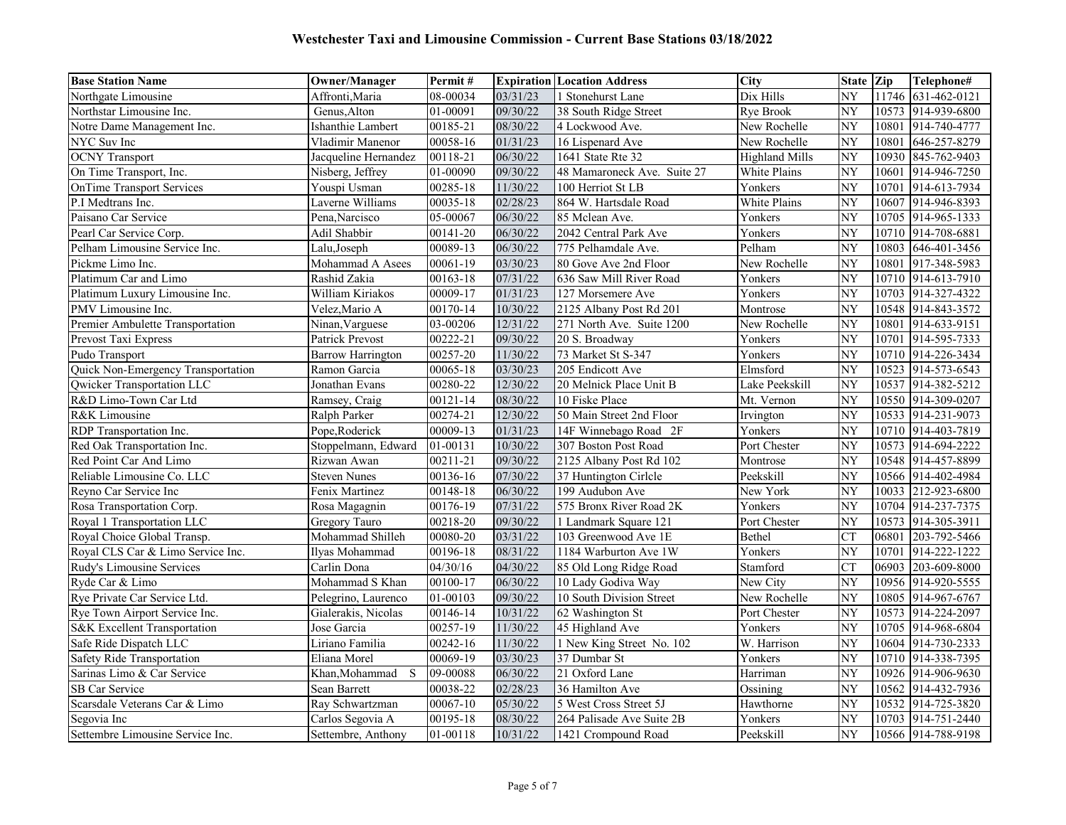## Westchester Taxi and Limousine Commission - Current Base Stations 03/18/2022

| Base Station Name | Owner/Manager | Permit # | Expiration | Location Address | City | State | Zip | Telephone# |
|---|---|---|---|---|---|---|---|---|
| Northgate Limousine | Affronti,Maria | 08-00034 | 03/31/23 | 1 Stonehurst Lane | Dix Hills | NY | 11746 | 631-462-0121 |
| Northstar Limousine Inc. | Genus,Alton | 01-00091 | 09/30/22 | 38 South Ridge Street | Rye Brook | NY | 10573 | 914-939-6800 |
| Notre Dame Management Inc. | Ishanthie Lambert | 00185-21 | 08/30/22 | 4 Lockwood Ave. | New Rochelle | NY | 10801 | 914-740-4777 |
| NYC Suv Inc | Vladimir Manenor | 00058-16 | 01/31/23 | 16 Lispenard Ave | New Rochelle | NY | 10801 | 646-257-8279 |
| OCNY Transport | Jacqueline Hernandez | 00118-21 | 06/30/22 | 1641 State Rte 32 | Highland Mills | NY | 10930 | 845-762-9403 |
| On Time Transport, Inc. | Nisberg, Jeffrey | 01-00090 | 09/30/22 | 48 Mamaroneck Ave. Suite 27 | White Plains | NY | 10601 | 914-946-7250 |
| OnTime Transport Services | Youspi Usman | 00285-18 | 11/30/22 | 100 Herriot St LB | Yonkers | NY | 10701 | 914-613-7934 |
| P.I Medtrans Inc. | Laverne Williams | 00035-18 | 02/28/23 | 864 W. Hartsdale Road | White Plains | NY | 10607 | 914-946-8393 |
| Paisano Car Service | Pena,Narcisco | 05-00067 | 06/30/22 | 85 Mclean Ave. | Yonkers | NY | 10705 | 914-965-1333 |
| Pearl Car Service Corp. | Adil Shabbir | 00141-20 | 06/30/22 | 2042 Central Park Ave | Yonkers | NY | 10710 | 914-708-6881 |
| Pelham Limousine Service Inc. | Lalu,Joseph | 00089-13 | 06/30/22 | 775 Pelhamdale Ave. | Pelham | NY | 10803 | 646-401-3456 |
| Pickme Limo Inc. | Mohammad A Asees | 00061-19 | 03/30/23 | 80 Gove Ave 2nd Floor | New Rochelle | NY | 10801 | 917-348-5983 |
| Platimum Car and Limo | Rashid Zakia | 00163-18 | 07/31/22 | 636 Saw Mill River Road | Yonkers | NY | 10710 | 914-613-7910 |
| Platimum Luxury Limousine Inc. | William Kiriakos | 00009-17 | 01/31/23 | 127 Morsemere Ave | Yonkers | NY | 10703 | 914-327-4322 |
| PMV Limousine Inc. | Velez,Mario A | 00170-14 | 10/30/22 | 2125 Albany Post Rd 201 | Montrose | NY | 10548 | 914-843-3572 |
| Premier Ambulette Transportation | Ninan,Varguese | 03-00206 | 12/31/22 | 271 North Ave. Suite 1200 | New Rochelle | NY | 10801 | 914-633-9151 |
| Prevost Taxi Express | Patrick Prevost | 00222-21 | 09/30/22 | 20 S. Broadway | Yonkers | NY | 10701 | 914-595-7333 |
| Pudo Transport | Barrow Harrington | 00257-20 | 11/30/22 | 73 Market St S-347 | Yonkers | NY | 10710 | 914-226-3434 |
| Quick Non-Emergency Transportation | Ramon Garcia | 00065-18 | 03/30/23 | 205 Endicott Ave | Elmsford | NY | 10523 | 914-573-6543 |
| Qwicker Transportation LLC | Jonathan Evans | 00280-22 | 12/30/22 | 20 Melnick Place Unit B | Lake Peekskill | NY | 10537 | 914-382-5212 |
| R&D Limo-Town Car Ltd | Ramsey, Craig | 00121-14 | 08/30/22 | 10 Fiske Place | Mt. Vernon | NY | 10550 | 914-309-0207 |
| R&K Limousine | Ralph Parker | 00274-21 | 12/30/22 | 50 Main Street 2nd Floor | Irvington | NY | 10533 | 914-231-9073 |
| RDP Transportation Inc. | Pope,Roderick | 00009-13 | 01/31/23 | 14F Winnebago Road 2F | Yonkers | NY | 10710 | 914-403-7819 |
| Red Oak Transportation Inc. | Stoppelmann, Edward | 01-00131 | 10/30/22 | 307 Boston Post Road | Port Chester | NY | 10573 | 914-694-2222 |
| Red Point Car And Limo | Rizwan Awan | 00211-21 | 09/30/22 | 2125 Albany Post Rd 102 | Montrose | NY | 10548 | 914-457-8899 |
| Reliable Limousine Co. LLC | Steven Nunes | 00136-16 | 07/30/22 | 37 Huntington Cirlcle | Peekskill | NY | 10566 | 914-402-4984 |
| Reyno Car Service Inc | Fenix Martinez | 00148-18 | 06/30/22 | 199 Audubon Ave | New York | NY | 10033 | 212-923-6800 |
| Rosa Transportation Corp. | Rosa Magagnin | 00176-19 | 07/31/22 | 575 Bronx River Road 2K | Yonkers | NY | 10704 | 914-237-7375 |
| Royal 1 Transportation LLC | Gregory Tauro | 00218-20 | 09/30/22 | 1 Landmark Square 121 | Port Chester | NY | 10573 | 914-305-3911 |
| Royal Choice Global Transp. | Mohammad Shilleh | 00080-20 | 03/31/22 | 103 Greenwood Ave 1E | Bethel | CT | 06801 | 203-792-5466 |
| Royal CLS Car & Limo Service Inc. | Ilyas Mohammad | 00196-18 | 08/31/22 | 1184 Warburton Ave 1W | Yonkers | NY | 10701 | 914-222-1222 |
| Rudy's Limousine Services | Carlin Dona | 04/30/16 | 04/30/22 | 85 Old Long Ridge Road | Stamford | CT | 06903 | 203-609-8000 |
| Ryde Car & Limo | Mohammad S Khan | 00100-17 | 06/30/22 | 10 Lady Godiva Way | New City | NY | 10956 | 914-920-5555 |
| Rye Private Car Service Ltd. | Pelegrino, Laurenco | 01-00103 | 09/30/22 | 10 South Division Street | New Rochelle | NY | 10805 | 914-967-6767 |
| Rye Town Airport Service Inc. | Gialerakis, Nicolas | 00146-14 | 10/31/22 | 62 Washington St | Port Chester | NY | 10573 | 914-224-2097 |
| S&K Excellent Transportation | Jose Garcia | 00257-19 | 11/30/22 | 45 Highland Ave | Yonkers | NY | 10705 | 914-968-6804 |
| Safe Ride Dispatch LLC | Liriano Familia | 00242-16 | 11/30/22 | 1 New King Street No. 102 | W. Harrison | NY | 10604 | 914-730-2333 |
| Safety Ride Transportation | Eliana Morel | 00069-19 | 03/30/23 | 37 Dumbar St | Yonkers | NY | 10710 | 914-338-7395 |
| Sarinas Limo & Car Service | Khan,Mohammad S | 09-00088 | 06/30/22 | 21 Oxford Lane | Harriman | NY | 10926 | 914-906-9630 |
| SB Car Service | Sean Barrett | 00038-22 | 02/28/23 | 36 Hamilton Ave | Ossining | NY | 10562 | 914-432-7936 |
| Scarsdale Veterans Car & Limo | Ray Schwartzman | 00067-10 | 05/30/22 | 5 West Cross Street 5J | Hawthorne | NY | 10532 | 914-725-3820 |
| Segovia Inc | Carlos Segovia A | 00195-18 | 08/30/22 | 264 Palisade Ave Suite 2B | Yonkers | NY | 10703 | 914-751-2440 |
| Settembre Limousine Service Inc. | Settembre, Anthony | 01-00118 | 10/31/22 | 1421 Crompound Road | Peekskill | NY | 10566 | 914-788-9198 |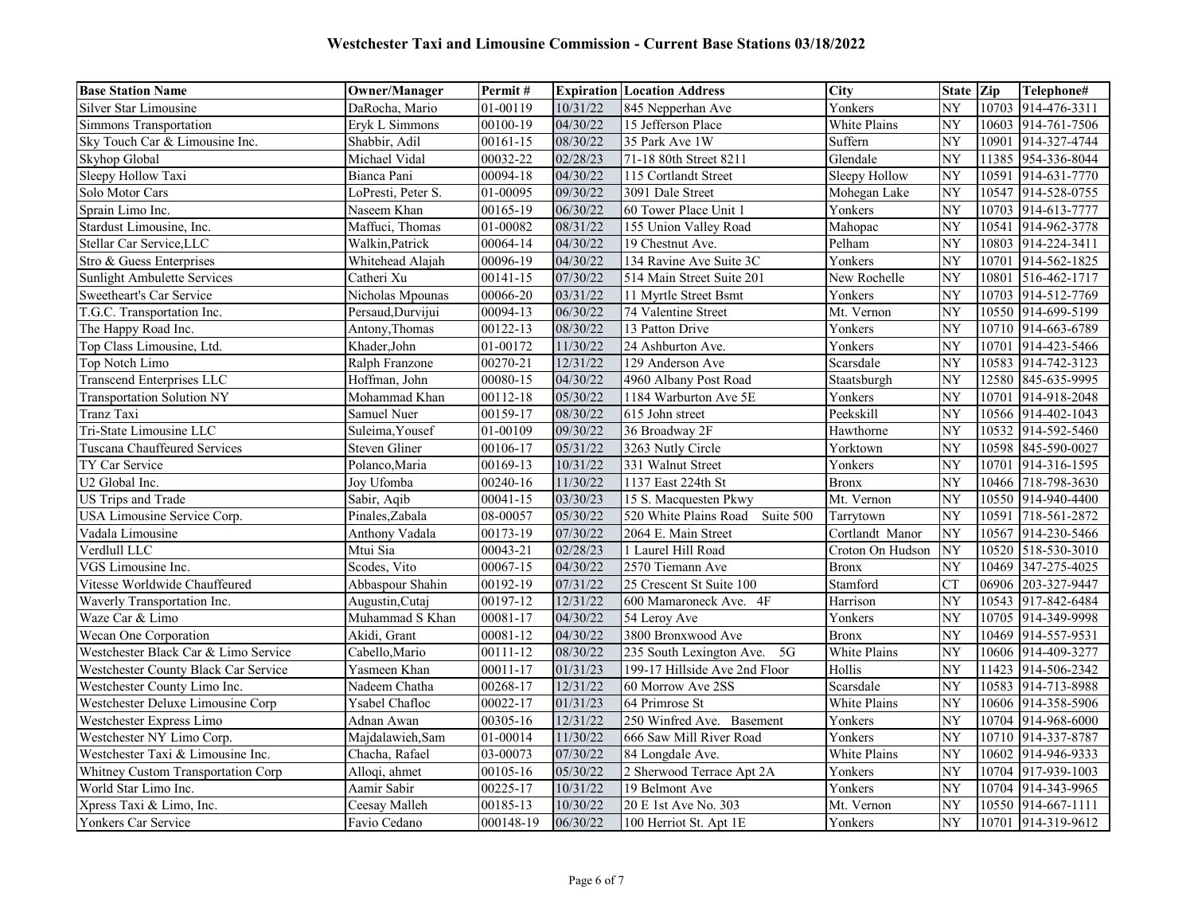# Westchester Taxi and Limousine Commission - Current Base Stations 03/18/2022

| Base Station Name | Owner/Manager | Permit # | Expiration | Location Address | City | State | Zip | Telephone# |
|---|---|---|---|---|---|---|---|---|
| Silver Star Limousine | DaRocha, Mario | 01-00119 | 10/31/22 | 845 Nepperhan Ave | Yonkers | NY | 10703 | 914-476-3311 |
| Simmons Transportation | Eryk L Simmons | 00100-19 | 04/30/22 | 15 Jefferson Place | White Plains | NY | 10603 | 914-761-7506 |
| Sky Touch Car & Limousine Inc. | Shabbir, Adil | 00161-15 | 08/30/22 | 35 Park Ave 1W | Suffern | NY | 10901 | 914-327-4744 |
| Skyhop Global | Michael Vidal | 00032-22 | 02/28/23 | 71-18 80th Street 8211 | Glendale | NY | 11385 | 954-336-8044 |
| Sleepy Hollow Taxi | Bianca Pani | 00094-18 | 04/30/22 | 115 Cortlandt Street | Sleepy Hollow | NY | 10591 | 914-631-7770 |
| Solo Motor Cars | LoPresti, Peter S. | 01-00095 | 09/30/22 | 3091 Dale Street | Mohegan Lake | NY | 10547 | 914-528-0755 |
| Sprain Limo Inc. | Naseem Khan | 00165-19 | 06/30/22 | 60 Tower Place Unit 1 | Yonkers | NY | 10703 | 914-613-7777 |
| Stardust Limousine, Inc. | Maffuci, Thomas | 01-00082 | 08/31/22 | 155 Union Valley Road | Mahopac | NY | 10541 | 914-962-3778 |
| Stellar Car Service,LLC | Walkin,Patrick | 00064-14 | 04/30/22 | 19 Chestnut Ave. | Pelham | NY | 10803 | 914-224-3411 |
| Stro & Guess Enterprises | Whitehead Alajah | 00096-19 | 04/30/22 | 134 Ravine Ave Suite 3C | Yonkers | NY | 10701 | 914-562-1825 |
| Sunlight Ambulette Services | Catheri Xu | 00141-15 | 07/30/22 | 514 Main Street Suite 201 | New Rochelle | NY | 10801 | 516-462-1717 |
| Sweetheart's Car Service | Nicholas Mpounas | 00066-20 | 03/31/22 | 11 Myrtle Street Bsmt | Yonkers | NY | 10703 | 914-512-7769 |
| T.G.C. Transportation Inc. | Persaud,Durvijui | 00094-13 | 06/30/22 | 74 Valentine Street | Mt. Vernon | NY | 10550 | 914-699-5199 |
| The Happy Road Inc. | Antony,Thomas | 00122-13 | 08/30/22 | 13 Patton Drive | Yonkers | NY | 10710 | 914-663-6789 |
| Top Class Limousine, Ltd. | Khader,John | 01-00172 | 11/30/22 | 24 Ashburton Ave. | Yonkers | NY | 10701 | 914-423-5466 |
| Top Notch Limo | Ralph Franzone | 00270-21 | 12/31/22 | 129 Anderson Ave | Scarsdale | NY | 10583 | 914-742-3123 |
| Transcend Enterprises LLC | Hoffman, John | 00080-15 | 04/30/22 | 4960 Albany Post Road | Staatsburgh | NY | 12580 | 845-635-9995 |
| Transportation Solution NY | Mohammad Khan | 00112-18 | 05/30/22 | 1184 Warburton Ave 5E | Yonkers | NY | 10701 | 914-918-2048 |
| Tranz Taxi | Samuel Nuer | 00159-17 | 08/30/22 | 615 John street | Peekskill | NY | 10566 | 914-402-1043 |
| Tri-State Limousine LLC | Suleima,Yousef | 01-00109 | 09/30/22 | 36 Broadway 2F | Hawthorne | NY | 10532 | 914-592-5460 |
| Tuscana Chauffeured Services | Steven Gliner | 00106-17 | 05/31/22 | 3263 Nutly Circle | Yorktown | NY | 10598 | 845-590-0027 |
| TY Car Service | Polanco,Maria | 00169-13 | 10/31/22 | 331 Walnut Street | Yonkers | NY | 10701 | 914-316-1595 |
| U2 Global Inc. | Joy Ufomba | 00240-16 | 11/30/22 | 1137 East 224th St | Bronx | NY | 10466 | 718-798-3630 |
| US Trips and Trade | Sabir, Aqib | 00041-15 | 03/30/23 | 15 S. Macquesten Pkwy | Mt. Vernon | NY | 10550 | 914-940-4400 |
| USA Limousine Service Corp. | Pinales,Zabala | 08-00057 | 05/30/22 | 520 White Plains Road Suite 500 | Tarrytown | NY | 10591 | 718-561-2872 |
| Vadala Limousine | Anthony Vadala | 00173-19 | 07/30/22 | 2064 E. Main Street | Cortlandt Manor | NY | 10567 | 914-230-5466 |
| Verdlull LLC | Mtui Sia | 00043-21 | 02/28/23 | 1 Laurel Hill Road | Croton On Hudson | NY | 10520 | 518-530-3010 |
| VGS Limousine Inc. | Scodes, Vito | 00067-15 | 04/30/22 | 2570 Tiemann Ave | Bronx | NY | 10469 | 347-275-4025 |
| Vitesse Worldwide Chauffeured | Abbaspour Shahin | 00192-19 | 07/31/22 | 25 Crescent St Suite 100 | Stamford | CT | 06906 | 203-327-9447 |
| Waverly Transportation Inc. | Augustin,Cutaj | 00197-12 | 12/31/22 | 600 Mamaroneck Ave. 4F | Harrison | NY | 10543 | 917-842-6484 |
| Waze Car & Limo | Muhammad S Khan | 00081-17 | 04/30/22 | 54 Leroy Ave | Yonkers | NY | 10705 | 914-349-9998 |
| Wecan One Corporation | Akidi, Grant | 00081-12 | 04/30/22 | 3800 Bronxwood Ave | Bronx | NY | 10469 | 914-557-9531 |
| Westchester Black Car & Limo Service | Cabello,Mario | 00111-12 | 08/30/22 | 235 South Lexington Ave. 5G | White Plains | NY | 10606 | 914-409-3277 |
| Westchester County Black Car Service | Yasmeen Khan | 00011-17 | 01/31/23 | 199-17 Hillside Ave 2nd Floor | Hollis | NY | 11423 | 914-506-2342 |
| Westchester County Limo Inc. | Nadeem Chatha | 00268-17 | 12/31/22 | 60 Morrow Ave 2SS | Scarsdale | NY | 10583 | 914-713-8988 |
| Westchester Deluxe Limousine Corp | Ysabel Chafloc | 00022-17 | 01/31/23 | 64 Primrose St | White Plains | NY | 10606 | 914-358-5906 |
| Westchester Express Limo | Adnan Awan | 00305-16 | 12/31/22 | 250 Winfred Ave. Basement | Yonkers | NY | 10704 | 914-968-6000 |
| Westchester NY Limo Corp. | Majdalawieh,Sam | 01-00014 | 11/30/22 | 666 Saw Mill River Road | Yonkers | NY | 10710 | 914-337-8787 |
| Westchester Taxi & Limousine Inc. | Chacha, Rafael | 03-00073 | 07/30/22 | 84 Longdale Ave. | White Plains | NY | 10602 | 914-946-9333 |
| Whitney Custom Transportation Corp | Alloqi, ahmet | 00105-16 | 05/30/22 | 2 Sherwood Terrace Apt 2A | Yonkers | NY | 10704 | 917-939-1003 |
| World Star Limo Inc. | Aamir Sabir | 00225-17 | 10/31/22 | 19 Belmont Ave | Yonkers | NY | 10704 | 914-343-9965 |
| Xpress Taxi & Limo, Inc. | Ceesay Malleh | 00185-13 | 10/30/22 | 20 E 1st Ave No. 303 | Mt. Vernon | NY | 10550 | 914-667-1111 |
| Yonkers Car Service | Favio Cedano | 000148-19 | 06/30/22 | 100 Herriot St. Apt 1E | Yonkers | NY | 10701 | 914-319-9612 |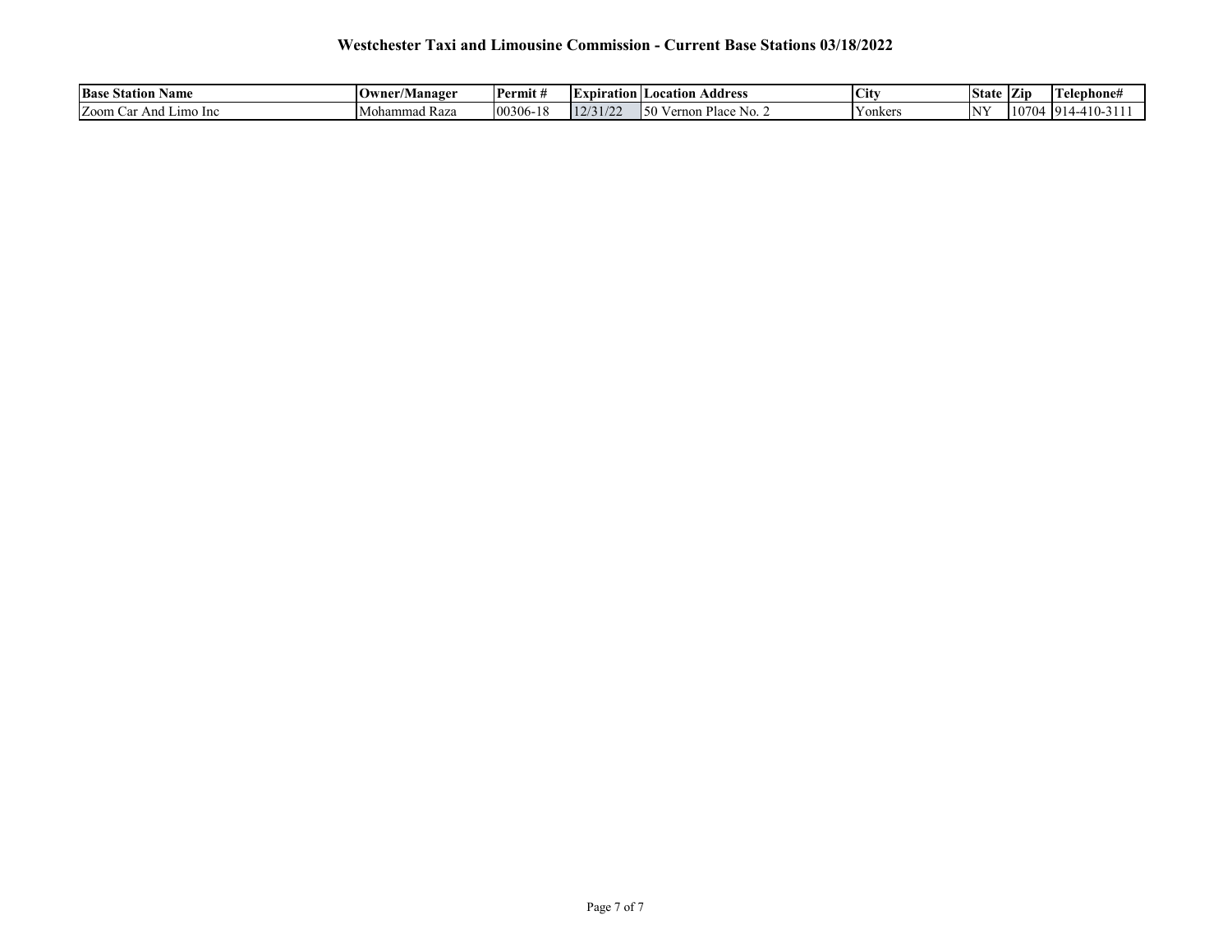# Westchester Taxi and Limousine Commission - Current Base Stations 03/18/2022

| Base Station Name | Owner/Manager | Permit # | Expiration | Location Address | City | State | Zip | Telephone# |
|---|---|---|---|---|---|---|---|---|
| Zoom Car And Limo Inc | Mohammad Raza | 00306-18 | 12/31/22 | 50 Vernon Place No. 2 | Yonkers | NY | 10704 | 914-410-3111 |